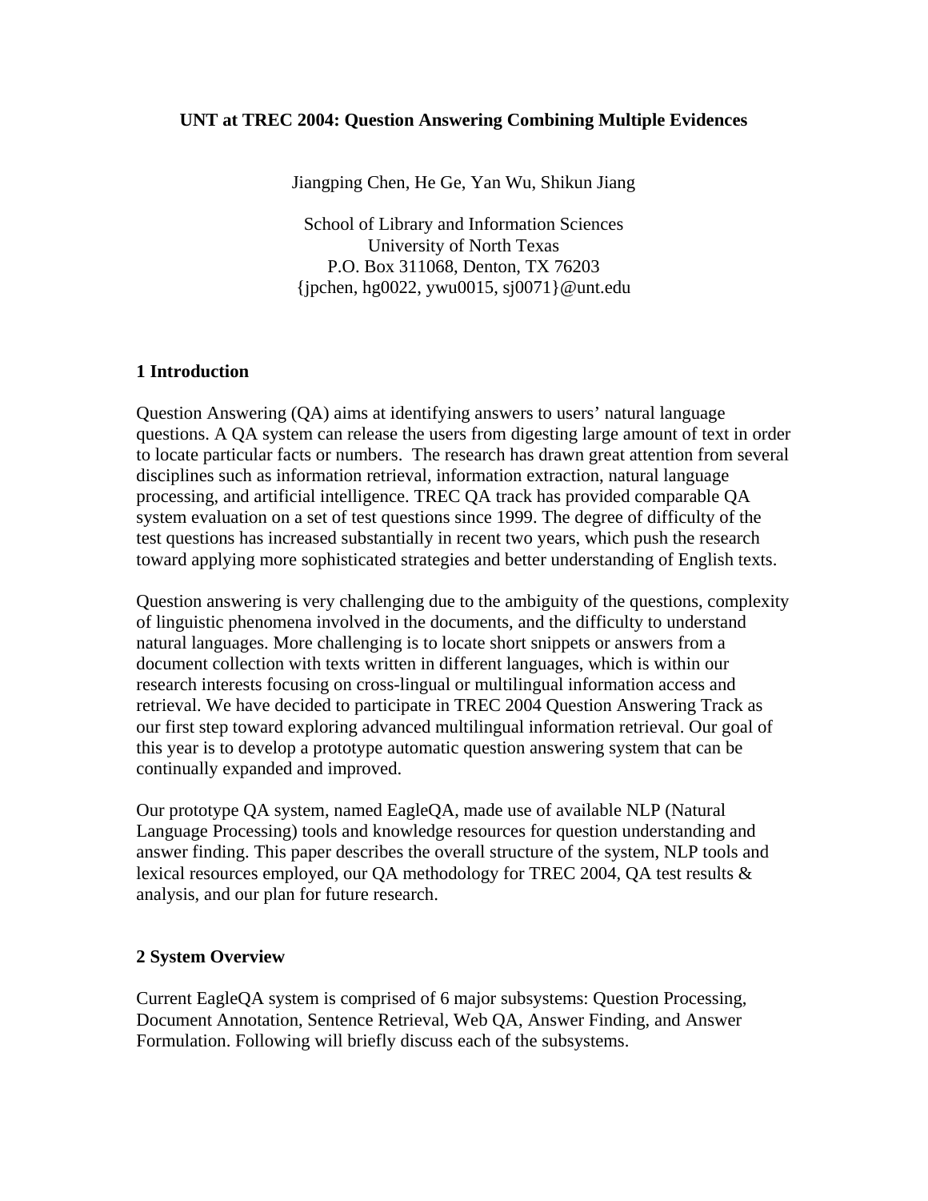# UNT at TREC 2004: Question Answering Combining Multiple Evidences

Jiangping Chen, He Ge, Yan Wu, Shikun Jiang

School of Library and Information Sciences
University of North Texas
P.O. Box 311068, Denton, TX 76203
{jpchen, hg0022, ywu0015, sj0071}@unt.edu

## 1 Introduction

Question Answering (QA) aims at identifying answers to users' natural language questions. A QA system can release the users from digesting large amount of text in order to locate particular facts or numbers. The research has drawn great attention from several disciplines such as information retrieval, information extraction, natural language processing, and artificial intelligence. TREC QA track has provided comparable QA system evaluation on a set of test questions since 1999. The degree of difficulty of the test questions has increased substantially in recent two years, which push the research toward applying more sophisticated strategies and better understanding of English texts.

Question answering is very challenging due to the ambiguity of the questions, complexity of linguistic phenomena involved in the documents, and the difficulty to understand natural languages. More challenging is to locate short snippets or answers from a document collection with texts written in different languages, which is within our research interests focusing on cross-lingual or multilingual information access and retrieval. We have decided to participate in TREC 2004 Question Answering Track as our first step toward exploring advanced multilingual information retrieval. Our goal of this year is to develop a prototype automatic question answering system that can be continually expanded and improved.

Our prototype QA system, named EagleQA, made use of available NLP (Natural Language Processing) tools and knowledge resources for question understanding and answer finding. This paper describes the overall structure of the system, NLP tools and lexical resources employed, our QA methodology for TREC 2004, QA test results & analysis, and our plan for future research.

## 2 System Overview

Current EagleQA system is comprised of 6 major subsystems: Question Processing, Document Annotation, Sentence Retrieval, Web QA, Answer Finding, and Answer Formulation. Following will briefly discuss each of the subsystems.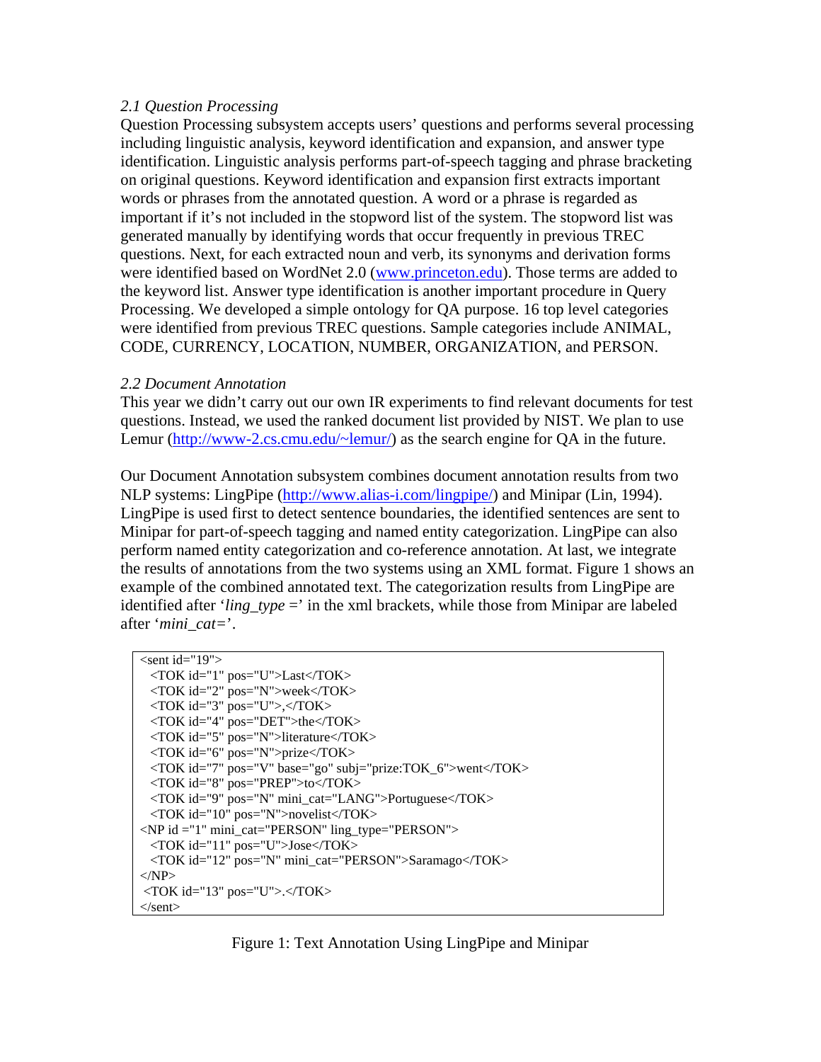### *2.1 Question Processing*

Question Processing subsystem accepts users' questions and performs several processing including linguistic analysis, keyword identification and expansion, and answer type identification. Linguistic analysis performs part-of-speech tagging and phrase bracketing on original questions. Keyword identification and expansion first extracts important words or phrases from the annotated question. A word or a phrase is regarded as important if it's not included in the stopword list of the system. The stopword list was generated manually by identifying words that occur frequently in previous TREC questions. Next, for each extracted noun and verb, its synonyms and derivation forms were identified based on WordNet 2.0 ([www.princeton.edu](www.princeton.edu)). Those terms are added to the keyword list. Answer type identification is another important procedure in Query Processing. We developed a simple ontology for QA purpose. 16 top level categories were identified from previous TREC questions. Sample categories include ANIMAL, CODE, CURRENCY, LOCATION, NUMBER, ORGANIZATION, and PERSON.

### *2.2 Document Annotation*

This year we didn't carry out our own IR experiments to find relevant documents for test questions. Instead, we used the ranked document list provided by NIST. We plan to use Lemur ([http://www-2.cs.cmu.edu/~lemur/](http://www-2.cs.cmu.edu/~lemur/)) as the search engine for QA in the future.

Our Document Annotation subsystem combines document annotation results from two NLP systems: LingPipe ([http://www.alias-i.com/lingpipe/](http://www.alias-i.com/lingpipe/)) and Minipar (Lin, 1994). LingPipe is used first to detect sentence boundaries, the identified sentences are sent to Minipar for part-of-speech tagging and named entity categorization. LingPipe can also perform named entity categorization and co-reference annotation. At last, we integrate the results of annotations from the two systems using an XML format. Figure 1 shows an example of the combined annotated text. The categorization results from LingPipe are identified after '*ling_type* =' in the xml brackets, while those from Minipar are labeled after '*mini_cat=*'.

```
<sent id="19">
  <TOK id="1" pos="U">Last</TOK>
  <TOK id="2" pos="N">week</TOK>
  <TOK id="3" pos="U">,</TOK>
  <TOK id="4" pos="DET">the</TOK>
  <TOK id="5" pos="N">literature</TOK>
  <TOK id="6" pos="N">prize</TOK>
  <TOK id="7" pos="V" base="go" subj="prize:TOK_6">went</TOK>
  <TOK id="8" pos="PREP">to</TOK>
  <TOK id="9" pos="N" mini_cat="LANG">Portuguese</TOK>
  <TOK id="10" pos="N">novelist</TOK>
<NP id ="1" mini_cat="PERSON" ling_type="PERSON">
  <TOK id="11" pos="U">Jose</TOK>
  <TOK id="12" pos="N" mini_cat="PERSON">Saramago</TOK>
</NP>
 <TOK id="13" pos="U">.</TOK>
</sent>
```

Figure 1: Text Annotation Using LingPipe and Minipar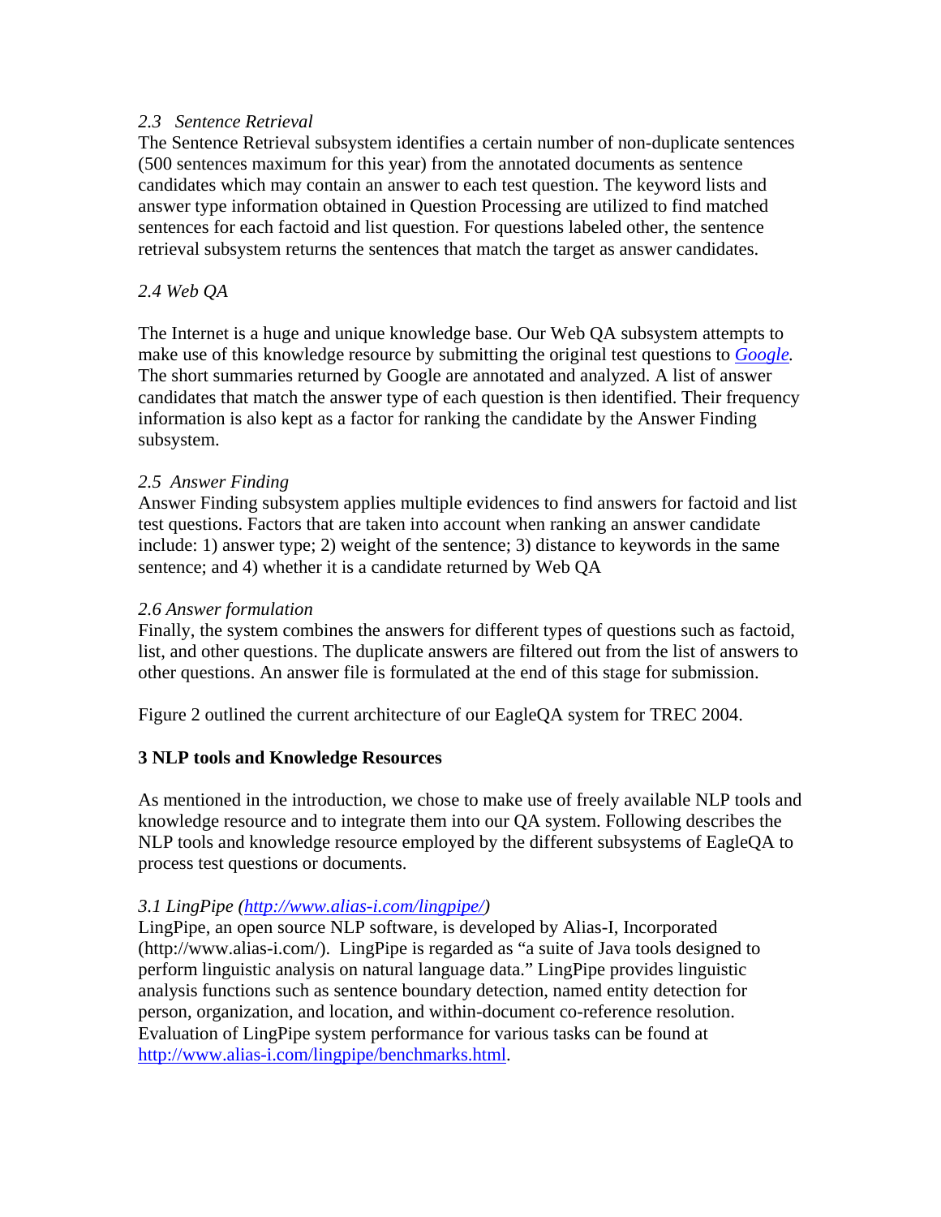### *2.3 Sentence Retrieval*

The Sentence Retrieval subsystem identifies a certain number of non-duplicate sentences (500 sentences maximum for this year) from the annotated documents as sentence candidates which may contain an answer to each test question. The keyword lists and answer type information obtained in Question Processing are utilized to find matched sentences for each factoid and list question. For questions labeled other, the sentence retrieval subsystem returns the sentences that match the target as answer candidates.

### *2.4 Web QA*

The Internet is a huge and unique knowledge base. Our Web QA subsystem attempts to make use of this knowledge resource by submitting the original test questions to *Google.* The short summaries returned by Google are annotated and analyzed. A list of answer candidates that match the answer type of each question is then identified. Their frequency information is also kept as a factor for ranking the candidate by the Answer Finding subsystem.

### *2.5 Answer Finding*

Answer Finding subsystem applies multiple evidences to find answers for factoid and list test questions. Factors that are taken into account when ranking an answer candidate include: 1) answer type; 2) weight of the sentence; 3) distance to keywords in the same sentence; and 4) whether it is a candidate returned by Web QA

### *2.6 Answer formulation*

Finally, the system combines the answers for different types of questions such as factoid, list, and other questions. The duplicate answers are filtered out from the list of answers to other questions. An answer file is formulated at the end of this stage for submission.

Figure 2 outlined the current architecture of our EagleQA system for TREC 2004.

## 3 NLP tools and Knowledge Resources

As mentioned in the introduction, we chose to make use of freely available NLP tools and knowledge resource and to integrate them into our QA system. Following describes the NLP tools and knowledge resource employed by the different subsystems of EagleQA to process test questions or documents.

### *3.1 LingPipe (http://www.alias-i.com/lingpipe/)*

LingPipe, an open source NLP software, is developed by Alias-I, Incorporated (http://www.alias-i.com/). LingPipe is regarded as "a suite of Java tools designed to perform linguistic analysis on natural language data." LingPipe provides linguistic analysis functions such as sentence boundary detection, named entity detection for person, organization, and location, and within-document co-reference resolution. Evaluation of LingPipe system performance for various tasks can be found at http://www.alias-i.com/lingpipe/benchmarks.html.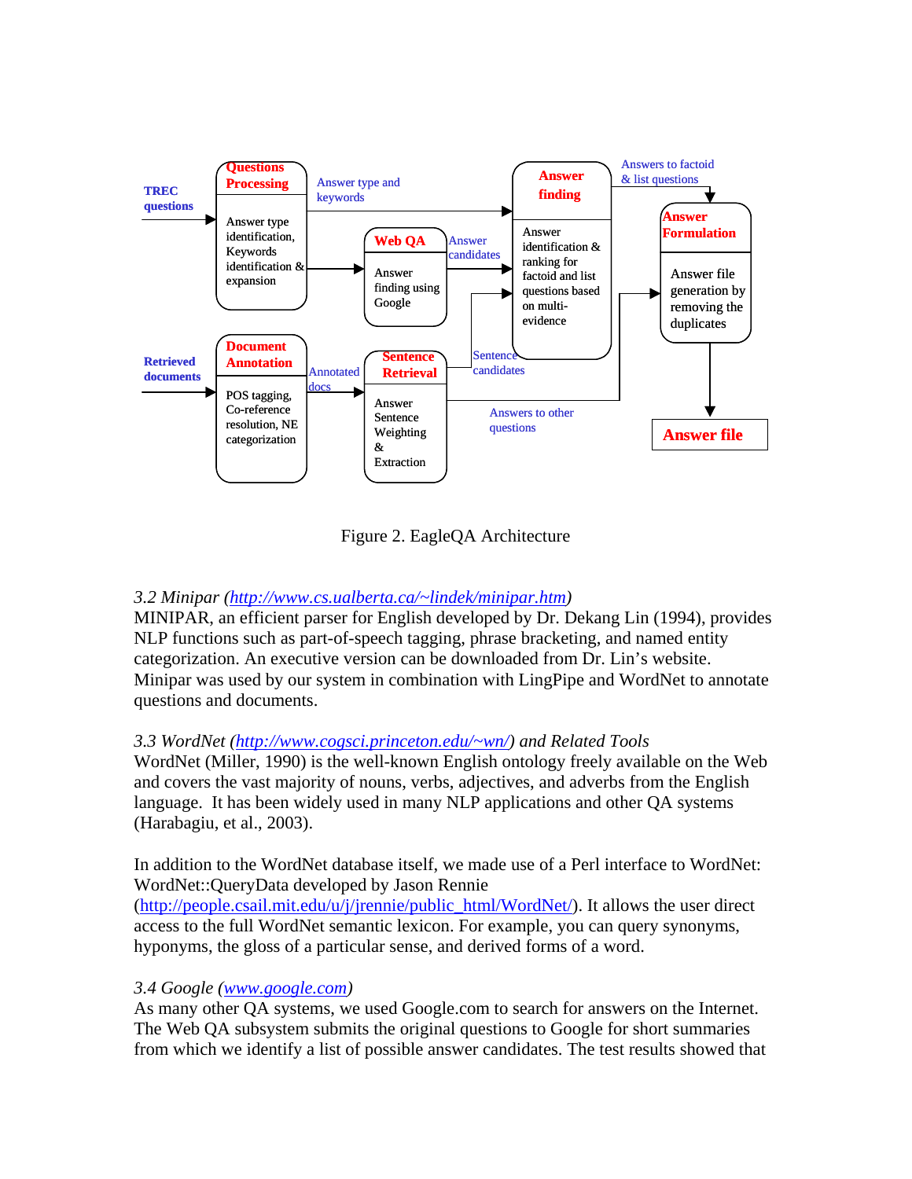Figure 2. EagleQA Architecture

*3.2 Minipar (http://www.cs.ualberta.ca/~lindek/minipar.htm)*
MINIPAR, an efficient parser for English developed by Dr. Dekang Lin (1994), provides NLP functions such as part-of-speech tagging, phrase bracketing, and named entity categorization. An executive version can be downloaded from Dr. Lin's website. Minipar was used by our system in combination with LingPipe and WordNet to annotate questions and documents.

*3.3 WordNet (http://www.cogsci.princeton.edu/~wn/) and Related Tools*
WordNet (Miller, 1990) is the well-known English ontology freely available on the Web and covers the vast majority of nouns, verbs, adjectives, and adverbs from the English language. It has been widely used in many NLP applications and other QA systems (Harabagiu, et al., 2003).

In addition to the WordNet database itself, we made use of a Perl interface to WordNet: WordNet::QueryData developed by Jason Rennie (http://people.csail.mit.edu/u/j/jrennie/public_html/WordNet/). It allows the user direct access to the full WordNet semantic lexicon. For example, you can query synonyms, hyponyms, the gloss of a particular sense, and derived forms of a word.

*3.4 Google (www.google.com)*
As many other QA systems, we used Google.com to search for answers on the Internet. The Web QA subsystem submits the original questions to Google for short summaries from which we identify a list of possible answer candidates. The test results showed that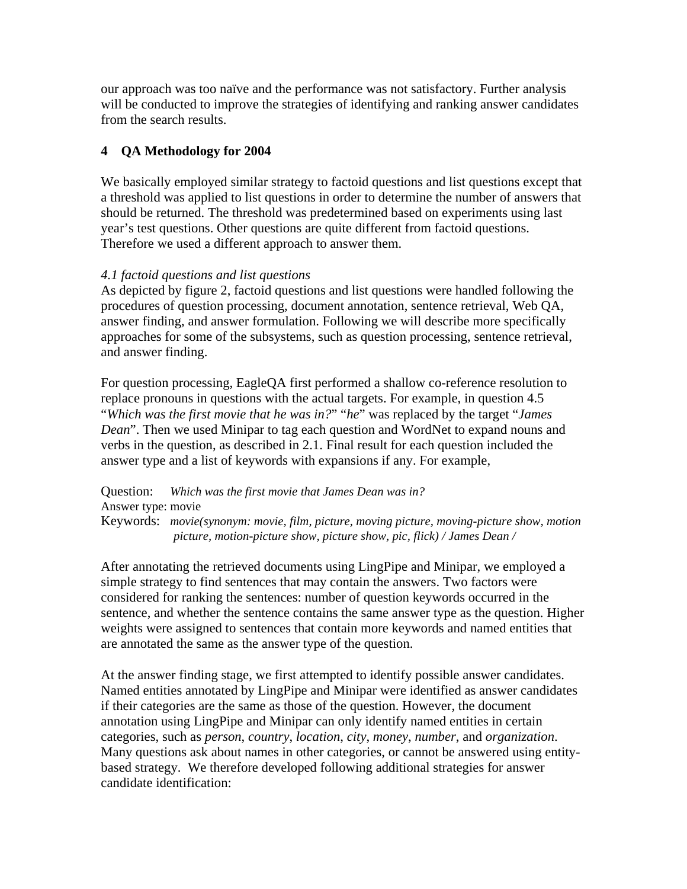our approach was too naïve and the performance was not satisfactory. Further analysis will be conducted to improve the strategies of identifying and ranking answer candidates from the search results.

## 4 QA Methodology for 2004

We basically employed similar strategy to factoid questions and list questions except that a threshold was applied to list questions in order to determine the number of answers that should be returned. The threshold was predetermined based on experiments using last year's test questions. Other questions are quite different from factoid questions. Therefore we used a different approach to answer them.

### *4.1 factoid questions and list questions*

As depicted by figure 2, factoid questions and list questions were handled following the procedures of question processing, document annotation, sentence retrieval, Web QA, answer finding, and answer formulation. Following we will describe more specifically approaches for some of the subsystems, such as question processing, sentence retrieval, and answer finding.

For question processing, EagleQA first performed a shallow co-reference resolution to replace pronouns in questions with the actual targets. For example, in question 4.5 "*Which was the first movie that he was in?*" "*he*" was replaced by the target "*James Dean*". Then we used Minipar to tag each question and WordNet to expand nouns and verbs in the question, as described in 2.1. Final result for each question included the answer type and a list of keywords with expansions if any. For example,

Question: *Which was the first movie that James Dean was in?*
Answer type: movie
Keywords: *movie(synonym: movie, film, picture, moving picture, moving-picture show, motion picture, motion-picture show, picture show, pic, flick) / James Dean /*

After annotating the retrieved documents using LingPipe and Minipar, we employed a simple strategy to find sentences that may contain the answers. Two factors were considered for ranking the sentences: number of question keywords occurred in the sentence, and whether the sentence contains the same answer type as the question. Higher weights were assigned to sentences that contain more keywords and named entities that are annotated the same as the answer type of the question.

At the answer finding stage, we first attempted to identify possible answer candidates. Named entities annotated by LingPipe and Minipar were identified as answer candidates if their categories are the same as those of the question. However, the document annotation using LingPipe and Minipar can only identify named entities in certain categories, such as *person*, *country*, *location*, *city*, *money*, *number*, and *organization*. Many questions ask about names in other categories, or cannot be answered using entity-based strategy. We therefore developed following additional strategies for answer candidate identification: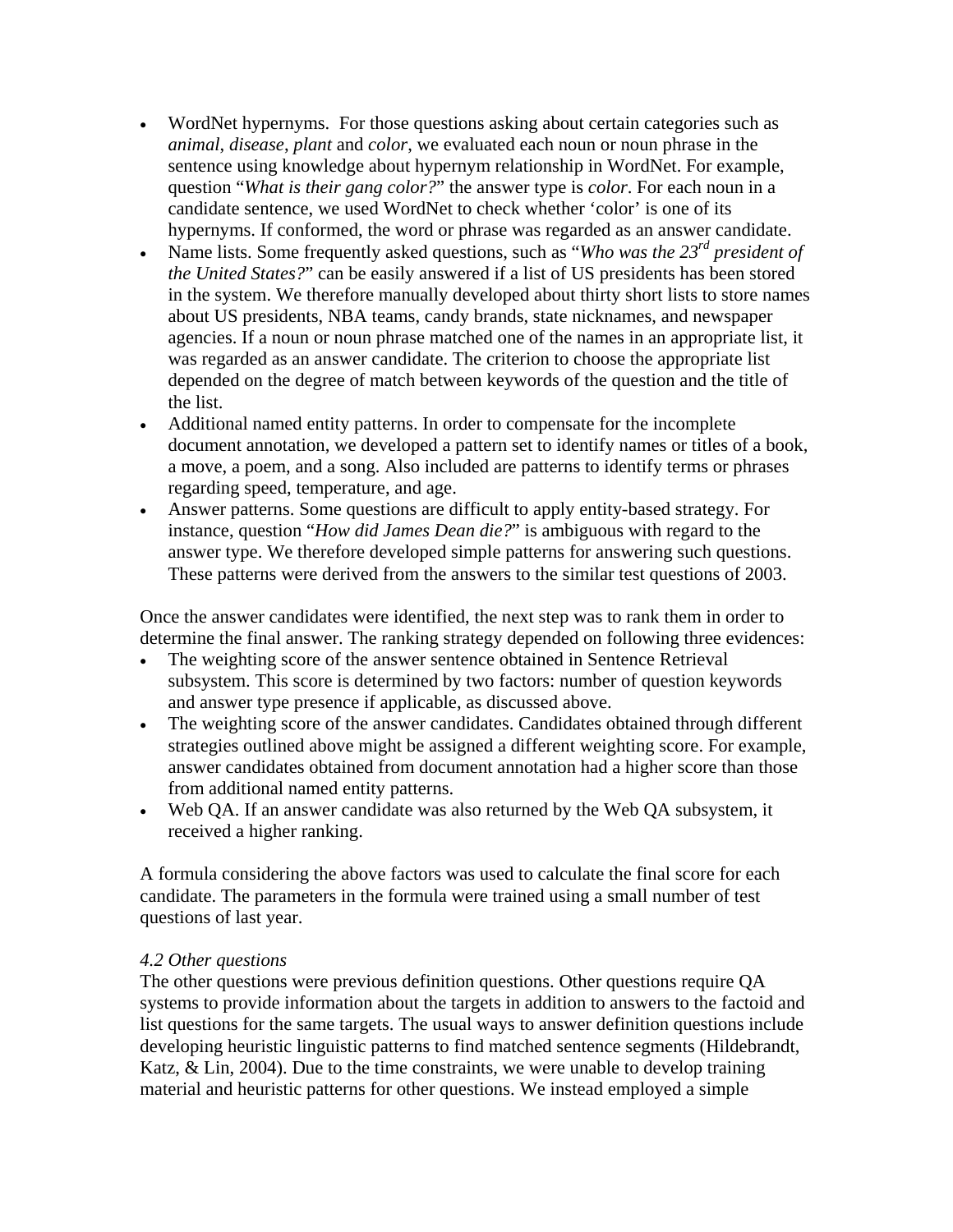- WordNet hypernyms. For those questions asking about certain categories such as *animal*, *disease*, *plant* and *color*, we evaluated each noun or noun phrase in the sentence using knowledge about hypernym relationship in WordNet. For example, question "*What is their gang color?*" the answer type is *color*. For each noun in a candidate sentence, we used WordNet to check whether 'color' is one of its hypernyms. If conformed, the word or phrase was regarded as an answer candidate.
- Name lists. Some frequently asked questions, such as "*Who was the 23rd president of the United States?*" can be easily answered if a list of US presidents has been stored in the system. We therefore manually developed about thirty short lists to store names about US presidents, NBA teams, candy brands, state nicknames, and newspaper agencies. If a noun or noun phrase matched one of the names in an appropriate list, it was regarded as an answer candidate. The criterion to choose the appropriate list depended on the degree of match between keywords of the question and the title of the list.
- Additional named entity patterns. In order to compensate for the incomplete document annotation, we developed a pattern set to identify names or titles of a book, a move, a poem, and a song. Also included are patterns to identify terms or phrases regarding speed, temperature, and age.
- Answer patterns. Some questions are difficult to apply entity-based strategy. For instance, question "*How did James Dean die?*" is ambiguous with regard to the answer type. We therefore developed simple patterns for answering such questions. These patterns were derived from the answers to the similar test questions of 2003.

Once the answer candidates were identified, the next step was to rank them in order to determine the final answer. The ranking strategy depended on following three evidences:

- The weighting score of the answer sentence obtained in Sentence Retrieval subsystem. This score is determined by two factors: number of question keywords and answer type presence if applicable, as discussed above.
- The weighting score of the answer candidates. Candidates obtained through different strategies outlined above might be assigned a different weighting score. For example, answer candidates obtained from document annotation had a higher score than those from additional named entity patterns.
- Web QA. If an answer candidate was also returned by the Web QA subsystem, it received a higher ranking.

A formula considering the above factors was used to calculate the final score for each candidate. The parameters in the formula were trained using a small number of test questions of last year.

*4.2 Other questions*

The other questions were previous definition questions. Other questions require QA systems to provide information about the targets in addition to answers to the factoid and list questions for the same targets. The usual ways to answer definition questions include developing heuristic linguistic patterns to find matched sentence segments (Hildebrandt, Katz, & Lin, 2004). Due to the time constraints, we were unable to develop training material and heuristic patterns for other questions. We instead employed a simple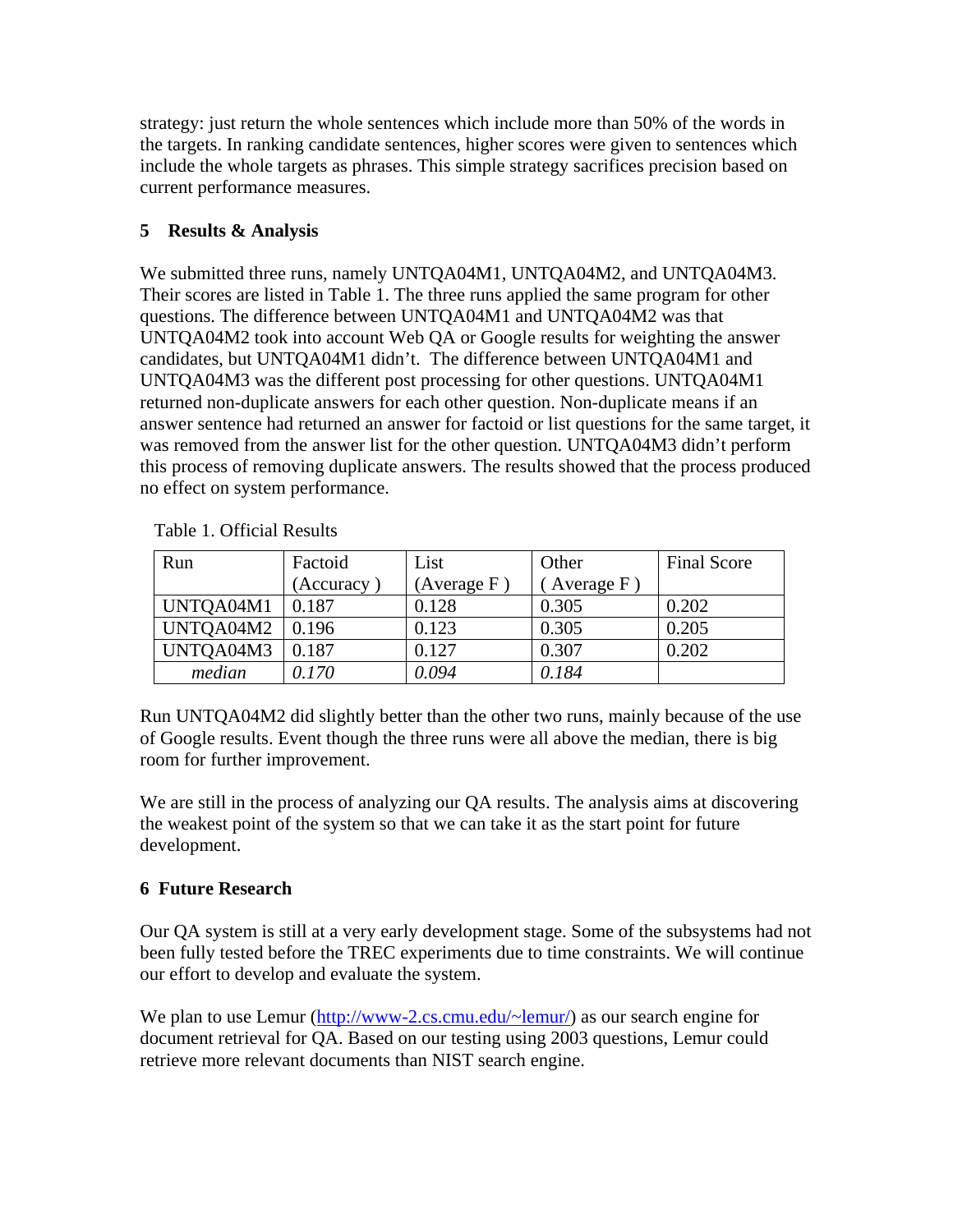strategy: just return the whole sentences which include more than 50% of the words in the targets. In ranking candidate sentences, higher scores were given to sentences which include the whole targets as phrases. This simple strategy sacrifices precision based on current performance measures.

## 5 Results & Analysis

We submitted three runs, namely UNTQA04M1, UNTQA04M2, and UNTQA04M3. Their scores are listed in Table 1. The three runs applied the same program for other questions. The difference between UNTQA04M1 and UNTQA04M2 was that UNTQA04M2 took into account Web QA or Google results for weighting the answer candidates, but UNTQA04M1 didn't. The difference between UNTQA04M1 and UNTQA04M3 was the different post processing for other questions. UNTQA04M1 returned non-duplicate answers for each other question. Non-duplicate means if an answer sentence had returned an answer for factoid or list questions for the same target, it was removed from the answer list for the other question. UNTQA04M3 didn't perform this process of removing duplicate answers. The results showed that the process produced no effect on system performance.

Table 1. Official Results

| Run | Factoid (Accuracy ) | List (Average F ) | Other ( Average F ) | Final Score |
|---|---|---|---|---|
| UNTQA04M1 | 0.187 | 0.128 | 0.305 | 0.202 |
| UNTQA04M2 | 0.196 | 0.123 | 0.305 | 0.205 |
| UNTQA04M3 | 0.187 | 0.127 | 0.307 | 0.202 |
| *median* | *0.170* | *0.094* | *0.184* | |

Run UNTQA04M2 did slightly better than the other two runs, mainly because of the use of Google results. Event though the three runs were all above the median, there is big room for further improvement.

We are still in the process of analyzing our QA results. The analysis aims at discovering the weakest point of the system so that we can take it as the start point for future development.

## 6 Future Research

Our QA system is still at a very early development stage. Some of the subsystems had not been fully tested before the TREC experiments due to time constraints. We will continue our effort to develop and evaluate the system.

We plan to use Lemur (http://www-2.cs.cmu.edu/~lemur/) as our search engine for document retrieval for QA. Based on our testing using 2003 questions, Lemur could retrieve more relevant documents than NIST search engine.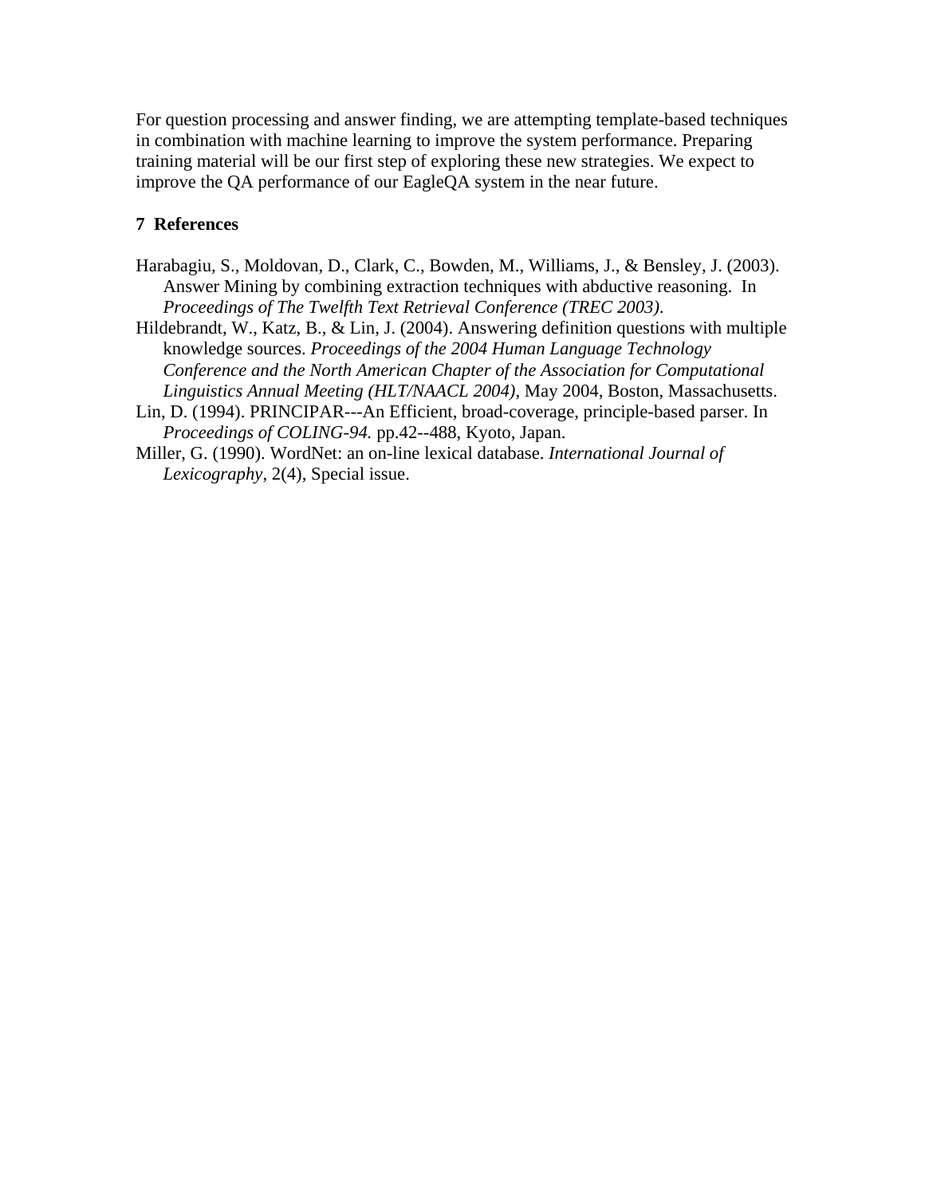For question processing and answer finding, we are attempting template-based techniques in combination with machine learning to improve the system performance. Preparing training material will be our first step of exploring these new strategies. We expect to improve the QA performance of our EagleQA system in the near future.

## 7 References

Harabagiu, S., Moldovan, D., Clark, C., Bowden, M., Williams, J., & Bensley, J. (2003). Answer Mining by combining extraction techniques with abductive reasoning. In *Proceedings of The Twelfth Text Retrieval Conference (TREC 2003)*.

Hildebrandt, W., Katz, B., & Lin, J. (2004). Answering definition questions with multiple knowledge sources. *Proceedings of the 2004 Human Language Technology Conference and the North American Chapter of the Association for Computational Linguistics Annual Meeting (HLT/NAACL 2004)*, May 2004, Boston, Massachusetts.

Lin, D. (1994). PRINCIPAR---An Efficient, broad-coverage, principle-based parser. In *Proceedings of COLING-94.* pp.42--488, Kyoto, Japan.

Miller, G. (1990). WordNet: an on-line lexical database. *International Journal of Lexicography*, 2(4), Special issue.